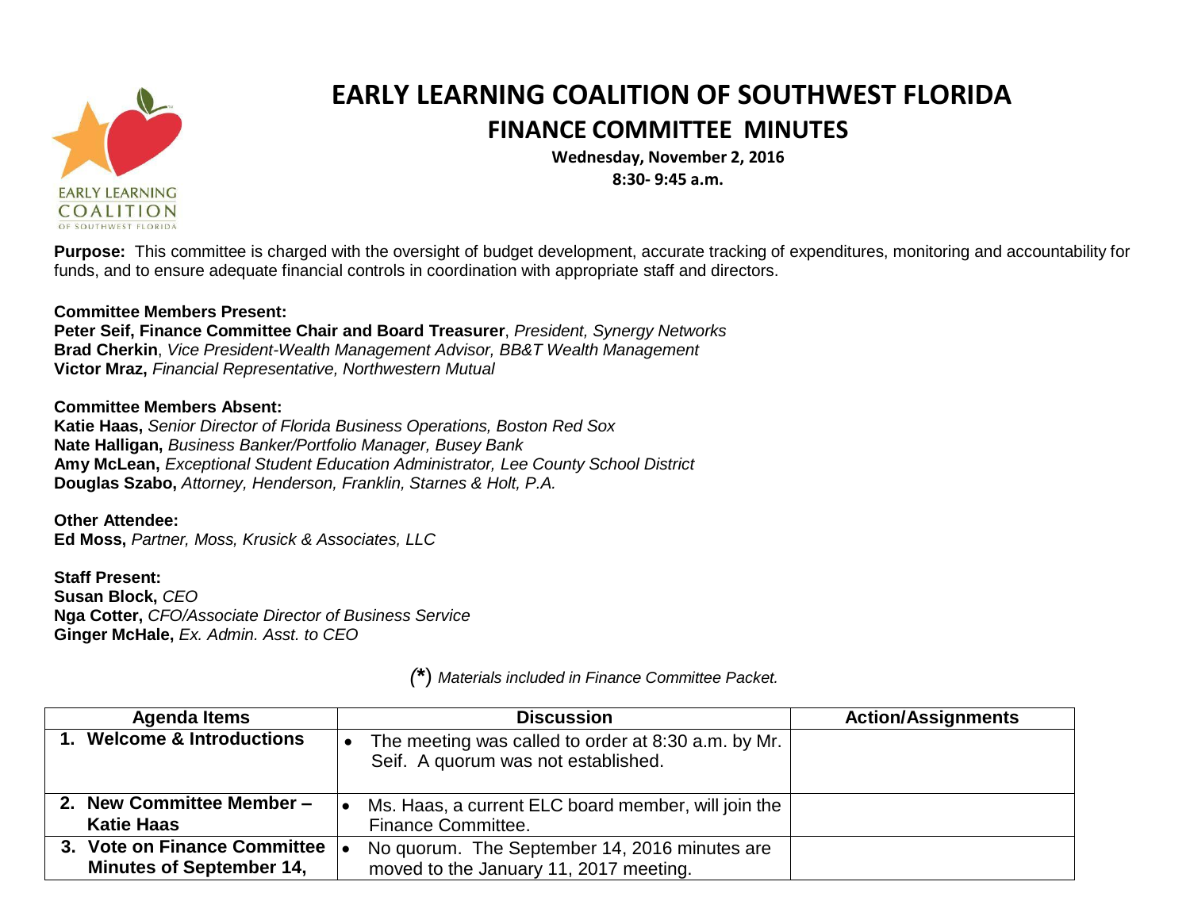# EARLY LEARNING COALITION OF SOUTHWEST FLORIDA

## FINANCE COMMITTEE MINUTES

**Wednesday, November 2, 2016**
**8:30- 9:45 a.m.**

**Purpose:** This committee is charged with the oversight of budget development, accurate tracking of expenditures, monitoring and accountability for funds, and to ensure adequate financial controls in coordination with appropriate staff and directors.

**Committee Members Present:**
**Peter Seif, Finance Committee Chair and Board Treasurer**, *President, Synergy Networks*
**Brad Cherkin**, *Vice President-Wealth Management Advisor, BB&T Wealth Management*
**Victor Mraz,** *Financial Representative, Northwestern Mutual*

**Committee Members Absent:**
**Katie Haas,** *Senior Director of Florida Business Operations, Boston Red Sox*
**Nate Halligan,** *Business Banker/Portfolio Manager, Busey Bank*
**Amy McLean,** *Exceptional Student Education Administrator, Lee County School District*
**Douglas Szabo,** *Attorney, Henderson, Franklin, Starnes & Holt, P.A.*

**Other Attendee:**
**Ed Moss,** *Partner, Moss, Krusick & Associates, LLC*

**Staff Present:**
**Susan Block,** *CEO*
**Nga Cotter,** *CFO/Associate Director of Business Service*
**Ginger McHale,** *Ex. Admin. Asst. to CEO*

*(*) Materials included in Finance Committee Packet.*

| Agenda Items | Discussion | Action/Assignments |
|---|---|---|
| **1. Welcome & Introductions** | • The meeting was called to order at 8:30 a.m. by Mr. Seif. A quorum was not established. | |
| **2. New Committee Member – Katie Haas** | • Ms. Haas, a current ELC board member, will join the Finance Committee. | |
| **3. Vote on Finance Committee Minutes of September 14,** | • No quorum. The September 14, 2016 minutes are moved to the January 11, 2017 meeting. | |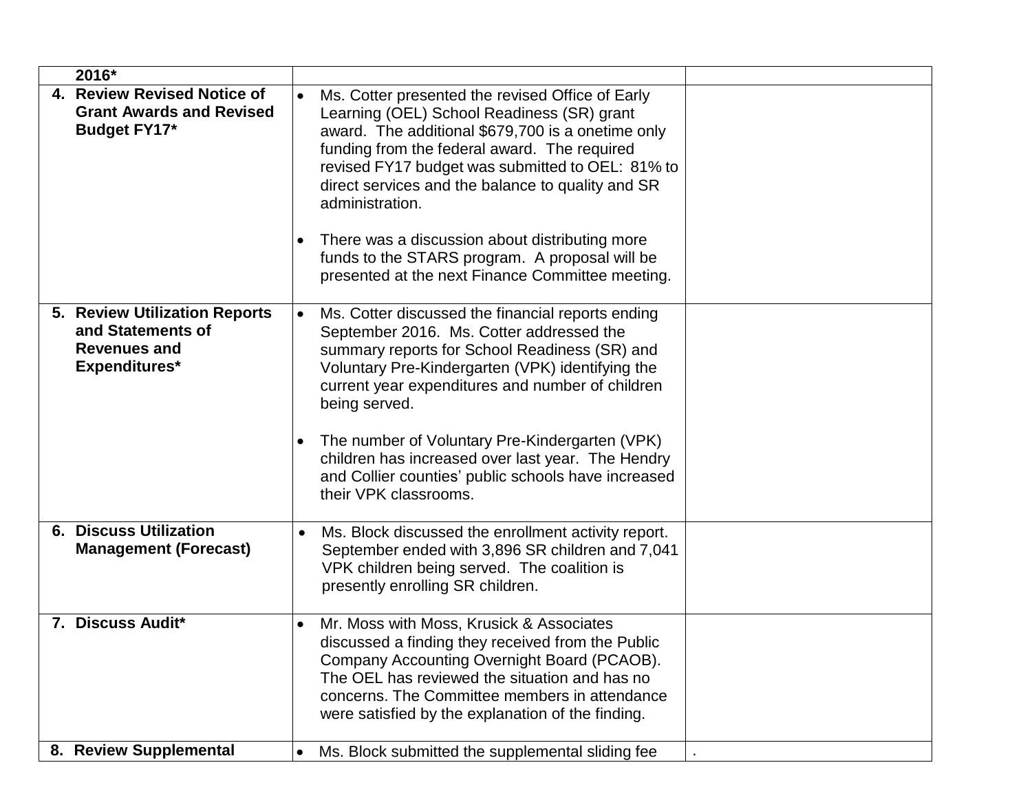| | | |
|---|---|---|
| 2016* | | |
| **4. Review Revised Notice of Grant Awards and Revised Budget FY17*** | • Ms. Cotter presented the revised Office of Early Learning (OEL) School Readiness (SR) grant award. The additional $679,700 is a onetime only funding from the federal award. The required revised FY17 budget was submitted to OEL: 81% to direct services and the balance to quality and SR administration.<br><br>• There was a discussion about distributing more funds to the STARS program. A proposal will be presented at the next Finance Committee meeting. | |
| **5. Review Utilization Reports and Statements of Revenues and Expenditures*** | • Ms. Cotter discussed the financial reports ending September 2016. Ms. Cotter addressed the summary reports for School Readiness (SR) and Voluntary Pre-Kindergarten (VPK) identifying the current year expenditures and number of children being served.<br><br>• The number of Voluntary Pre-Kindergarten (VPK) children has increased over last year. The Hendry and Collier counties' public schools have increased their VPK classrooms. | |
| **6. Discuss Utilization Management (Forecast)** | • Ms. Block discussed the enrollment activity report. September ended with 3,896 SR children and 7,041 VPK children being served. The coalition is presently enrolling SR children. | |
| **7. Discuss Audit*** | • Mr. Moss with Moss, Krusick & Associates discussed a finding they received from the Public Company Accounting Overnight Board (PCAOB). The OEL has reviewed the situation and has no concerns. The Committee members in attendance were satisfied by the explanation of the finding. | |
| **8. Review Supplemental** | • Ms. Block submitted the supplemental sliding fee | . |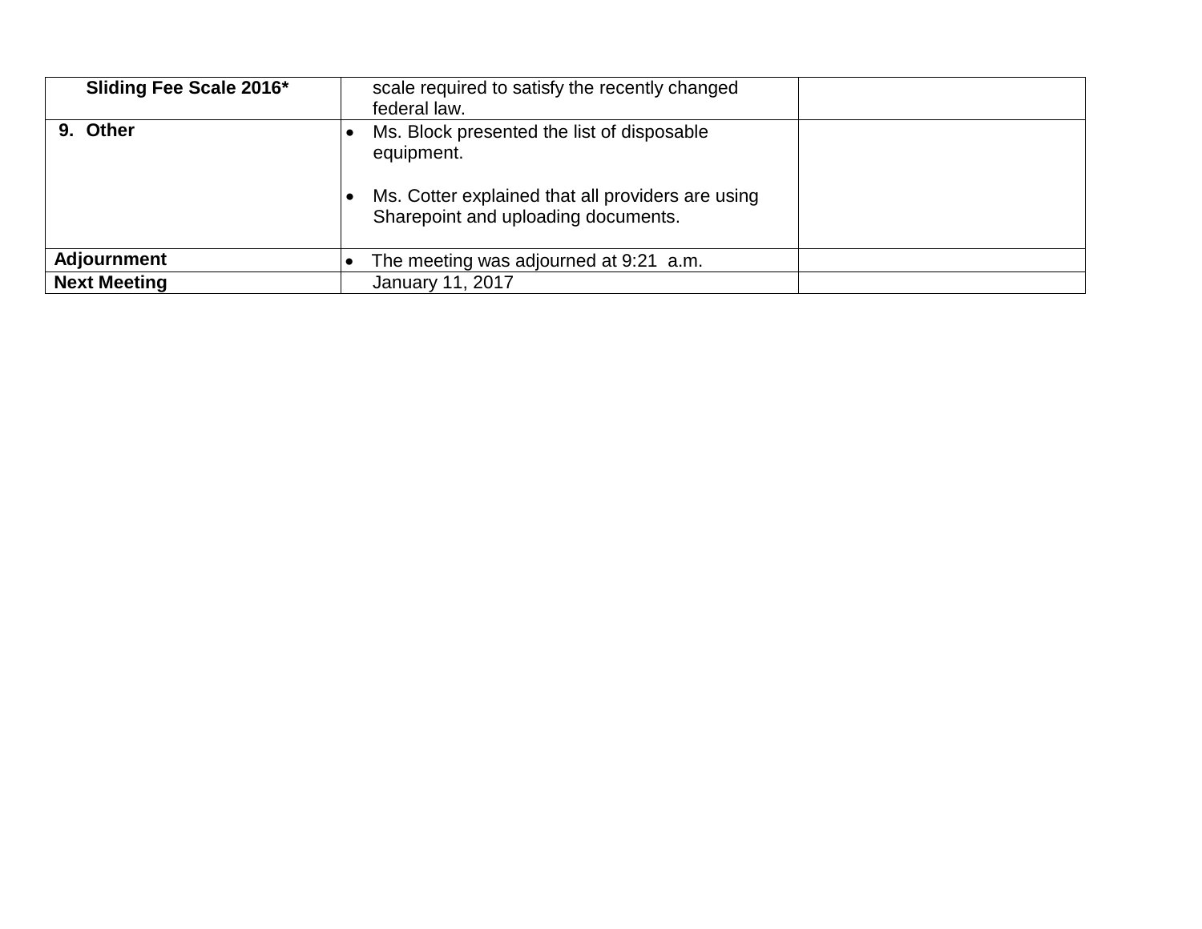| | | |
|---|---|---|
| **Sliding Fee Scale 2016*** | scale required to satisfy the recently changed federal law. | |
| **9. Other** | • Ms. Block presented the list of disposable equipment.<br><br>• Ms. Cotter explained that all providers are using Sharepoint and uploading documents. | |
| **Adjournment** | • The meeting was adjourned at 9:21 a.m. | |
| **Next Meeting** | January 11, 2017 | |